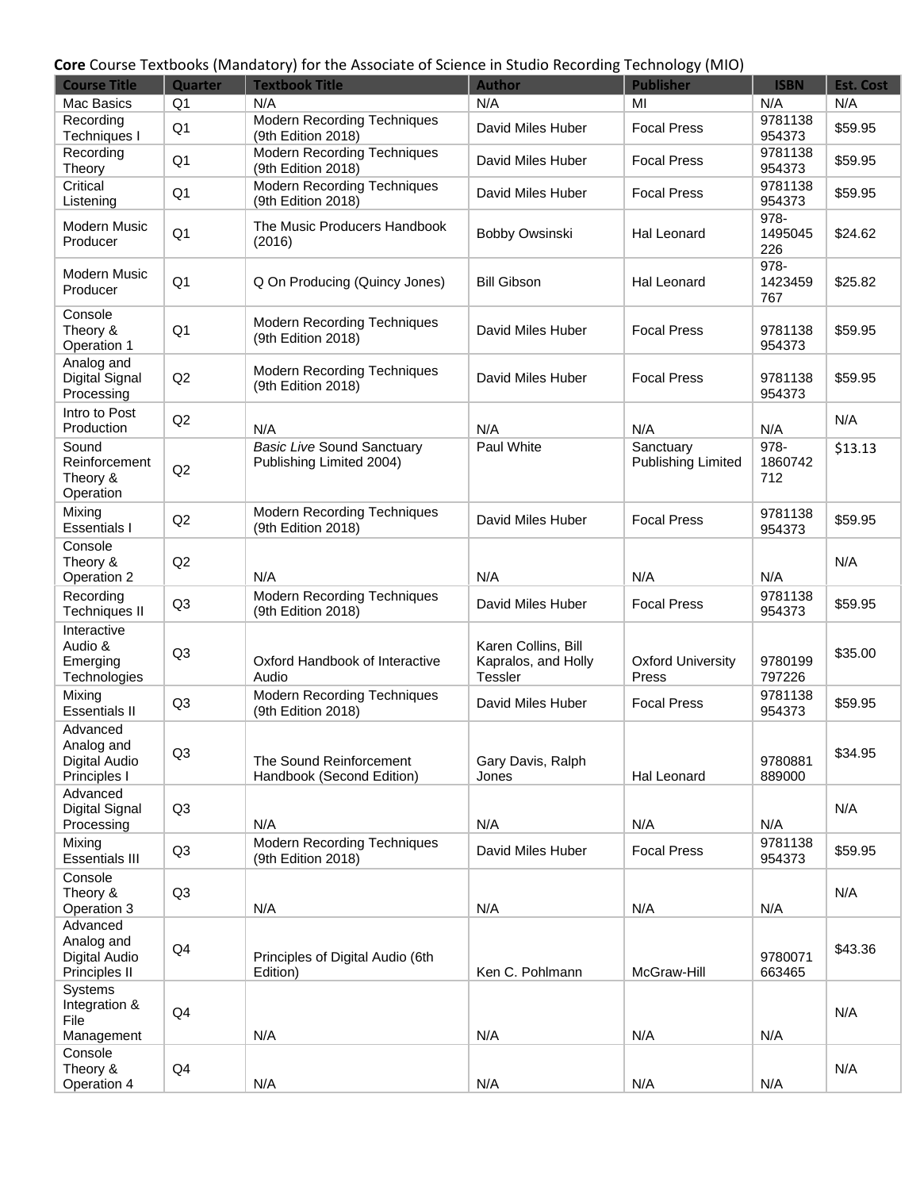**Core** Course Textbooks (Mandatory) for the Associate of Science in Studio Recording Technology (MIO)

| Course Title | Quarter | Textbook Title | Author | Publisher | ISBN | Est. Cost |
|---|---|---|---|---|---|---|
| Mac Basics | Q1 | N/A | N/A | MI | N/A | N/A |
| Recording Techniques I | Q1 | Modern Recording Techniques (9th Edition 2018) | David Miles Huber | Focal Press | 9781138954373 | $59.95 |
| Recording Theory | Q1 | Modern Recording Techniques (9th Edition 2018) | David Miles Huber | Focal Press | 9781138954373 | $59.95 |
| Critical Listening | Q1 | Modern Recording Techniques (9th Edition 2018) | David Miles Huber | Focal Press | 9781138954373 | $59.95 |
| Modern Music Producer | Q1 | The Music Producers Handbook (2016) | Bobby Owsinski | Hal Leonard | 978-1495045226 | $24.62 |
| Modern Music Producer | Q1 | Q On Producing (Quincy Jones) | Bill Gibson | Hal Leonard | 978-1423459767 | $25.82 |
| Console Theory & Operation 1 | Q1 | Modern Recording Techniques (9th Edition 2018) | David Miles Huber | Focal Press | 9781138954373 | $59.95 |
| Analog and Digital Signal Processing | Q2 | Modern Recording Techniques (9th Edition 2018) | David Miles Huber | Focal Press | 9781138954373 | $59.95 |
| Intro to Post Production | Q2 | N/A | N/A | N/A | N/A | N/A |
| Sound Reinforcement Theory & Operation | Q2 | *Basic Live* Sound Sanctuary Publishing Limited 2004) | Paul White | Sanctuary Publishing Limited | 978-1860742712 | $13.13 |
| Mixing Essentials I | Q2 | Modern Recording Techniques (9th Edition 2018) | David Miles Huber | Focal Press | 9781138954373 | $59.95 |
| Console Theory & Operation 2 | Q2 | N/A | N/A | N/A | N/A | N/A |
| Recording Techniques II | Q3 | Modern Recording Techniques (9th Edition 2018) | David Miles Huber | Focal Press | 9781138954373 | $59.95 |
| Interactive Audio & Emerging Technologies | Q3 | Oxford Handbook of Interactive Audio | Karen Collins, Bill Kapralos, and Holly Tessler | Oxford University Press | 9780199797226 | $35.00 |
| Mixing Essentials II | Q3 | Modern Recording Techniques (9th Edition 2018) | David Miles Huber | Focal Press | 9781138954373 | $59.95 |
| Advanced Analog and Digital Audio Principles I | Q3 | The Sound Reinforcement Handbook (Second Edition) | Gary Davis, Ralph Jones | Hal Leonard | 9780881889000 | $34.95 |
| Advanced Digital Signal Processing | Q3 | N/A | N/A | N/A | N/A | N/A |
| Mixing Essentials III | Q3 | Modern Recording Techniques (9th Edition 2018) | David Miles Huber | Focal Press | 9781138954373 | $59.95 |
| Console Theory & Operation 3 | Q3 | N/A | N/A | N/A | N/A | N/A |
| Advanced Analog and Digital Audio Principles II | Q4 | Principles of Digital Audio (6th Edition) | Ken C. Pohlmann | McGraw-Hill | 9780071663465 | $43.36 |
| Systems Integration & File Management | Q4 | N/A | N/A | N/A | N/A | N/A |
| Console Theory & Operation 4 | Q4 | N/A | N/A | N/A | N/A | N/A |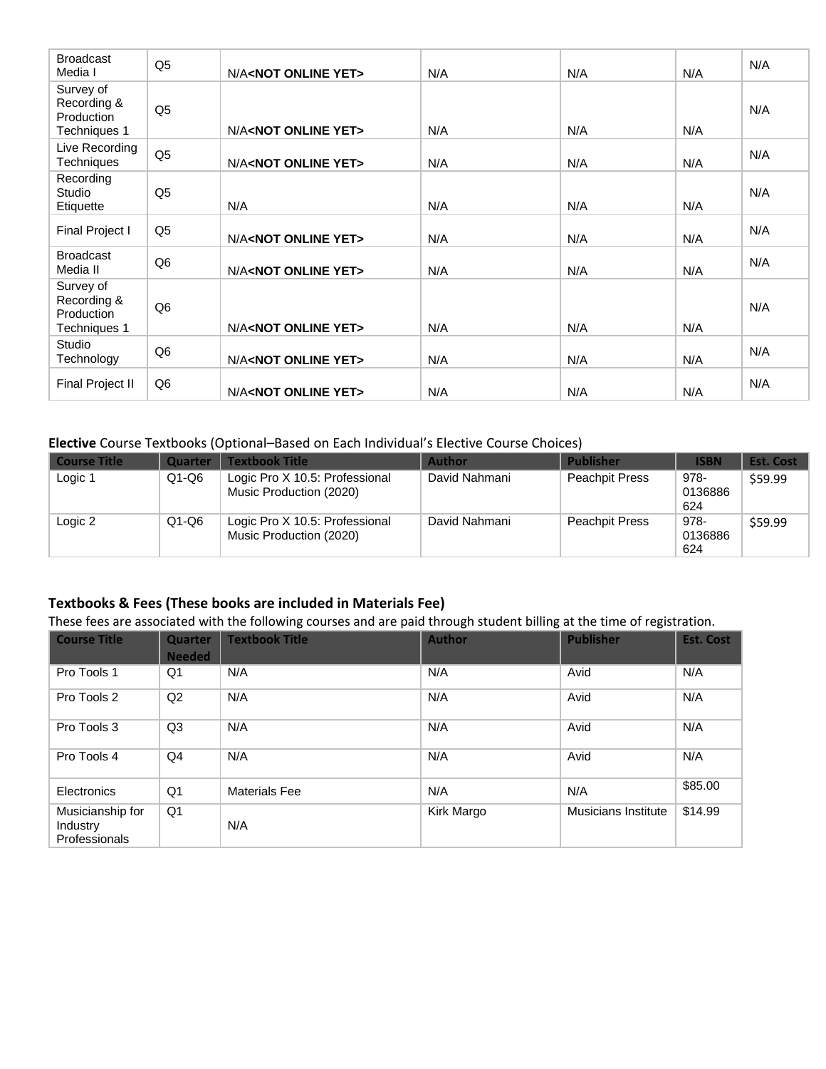| | | | | | | |
|---|---|---|---|---|---|---|
| Broadcast Media I | Q5 | N/A**<NOT ONLINE YET>** | N/A | N/A | N/A | N/A |
| Survey of Recording & Production Techniques 1 | Q5 | N/A**<NOT ONLINE YET>** | N/A | N/A | N/A | N/A |
| Live Recording Techniques | Q5 | N/A**<NOT ONLINE YET>** | N/A | N/A | N/A | N/A |
| Recording Studio Etiquette | Q5 | N/A | N/A | N/A | N/A | N/A |
| Final Project I | Q5 | N/A**<NOT ONLINE YET>** | N/A | N/A | N/A | N/A |
| Broadcast Media II | Q6 | N/A**<NOT ONLINE YET>** | N/A | N/A | N/A | N/A |
| Survey of Recording & Production Techniques 1 | Q6 | N/A**<NOT ONLINE YET>** | N/A | N/A | N/A | N/A |
| Studio Technology | Q6 | N/A**<NOT ONLINE YET>** | N/A | N/A | N/A | N/A |
| Final Project II | Q6 | N/A**<NOT ONLINE YET>** | N/A | N/A | N/A | N/A |

**Elective** Course Textbooks (Optional–Based on Each Individual's Elective Course Choices)

| Course Title | Quarter | Textbook Title | Author | Publisher | ISBN | Est. Cost |
|---|---|---|---|---|---|---|
| Logic 1 | Q1-Q6 | Logic Pro X 10.5: Professional Music Production (2020) | David Nahmani | Peachpit Press | 978-0136886624 | $59.99 |
| Logic 2 | Q1-Q6 | Logic Pro X 10.5: Professional Music Production (2020) | David Nahmani | Peachpit Press | 978-0136886624 | $59.99 |

**Textbooks & Fees (These books are included in Materials Fee)**

These fees are associated with the following courses and are paid through student billing at the time of registration.

| Course Title | Quarter Needed | Textbook Title | Author | Publisher | Est. Cost |
|---|---|---|---|---|---|
| Pro Tools 1 | Q1 | N/A | N/A | Avid | N/A |
| Pro Tools 2 | Q2 | N/A | N/A | Avid | N/A |
| Pro Tools 3 | Q3 | N/A | N/A | Avid | N/A |
| Pro Tools 4 | Q4 | N/A | N/A | Avid | N/A |
| Electronics | Q1 | Materials Fee | N/A | N/A | $85.00 |
| Musicianship for Industry Professionals | Q1 | N/A | Kirk Margo | Musicians Institute | $14.99 |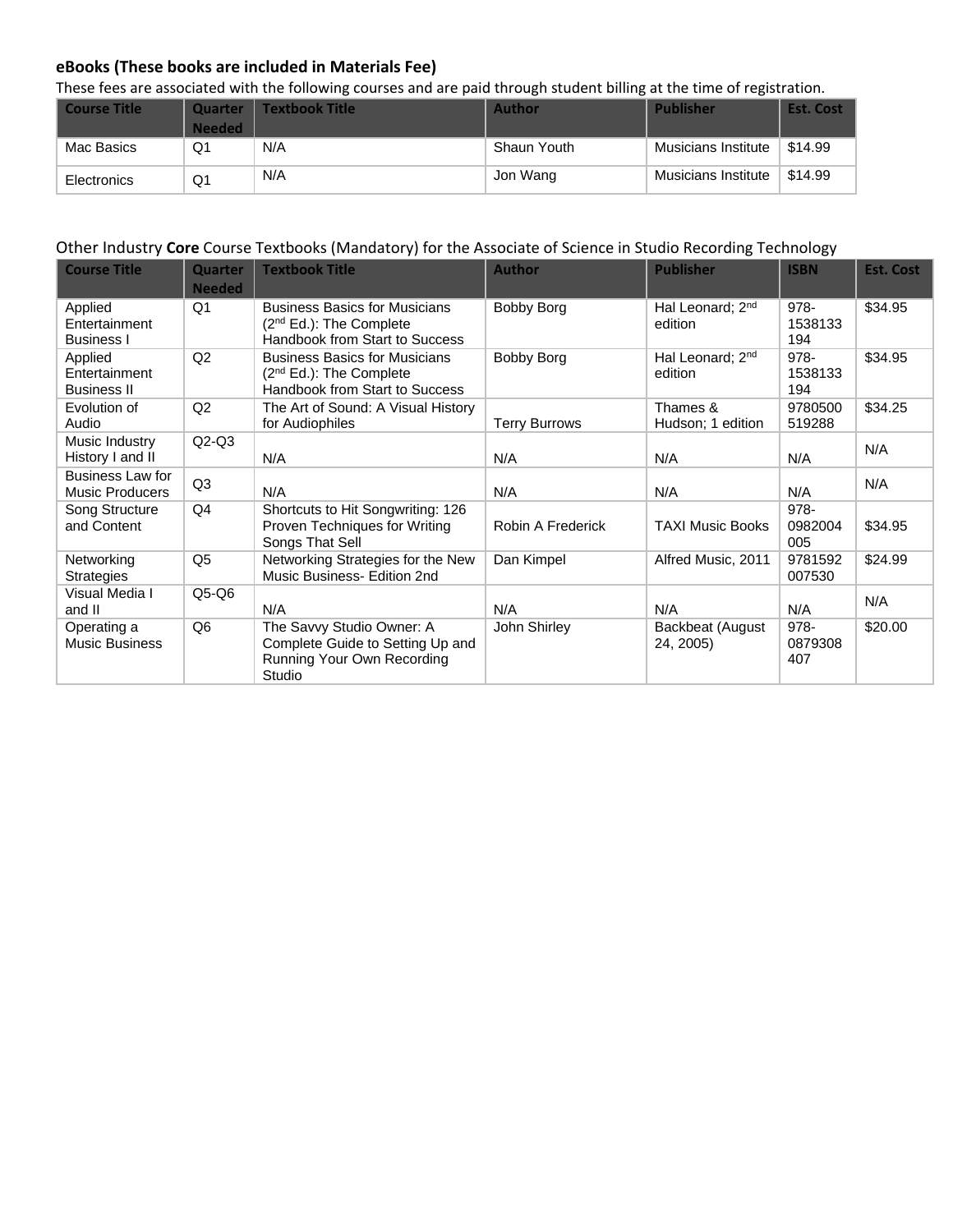**eBooks (These books are included in Materials Fee)**

These fees are associated with the following courses and are paid through student billing at the time of registration.

| Course Title | Quarter Needed | Textbook Title | Author | Publisher | Est. Cost |
|---|---|---|---|---|---|
| Mac Basics | Q1 | N/A | Shaun Youth | Musicians Institute | $14.99 |
| Electronics | Q1 | N/A | Jon Wang | Musicians Institute | $14.99 |

Other Industry **Core** Course Textbooks (Mandatory) for the Associate of Science in Studio Recording Technology

| Course Title | Quarter Needed | Textbook Title | Author | Publisher | ISBN | Est. Cost |
|---|---|---|---|---|---|---|
| Applied Entertainment Business I | Q1 | Business Basics for Musicians (2nd Ed.): The Complete Handbook from Start to Success | Bobby Borg | Hal Leonard; 2nd edition | 978-1538133194 | $34.95 |
| Applied Entertainment Business II | Q2 | Business Basics for Musicians (2nd Ed.): The Complete Handbook from Start to Success | Bobby Borg | Hal Leonard; 2nd edition | 978-1538133194 | $34.95 |
| Evolution of Audio | Q2 | The Art of Sound: A Visual History for Audiophiles | Terry Burrows | Thames & Hudson; 1 edition | 9780500519288 | $34.25 |
| Music Industry History I and II | Q2-Q3 | N/A | N/A | N/A | N/A | N/A |
| Business Law for Music Producers | Q3 | N/A | N/A | N/A | N/A | N/A |
| Song Structure and Content | Q4 | Shortcuts to Hit Songwriting: 126 Proven Techniques for Writing Songs That Sell | Robin A Frederick | TAXI Music Books | 978-0982004005 | $34.95 |
| Networking Strategies | Q5 | Networking Strategies for the New Music Business- Edition 2nd | Dan Kimpel | Alfred Music, 2011 | 9781592007530 | $24.99 |
| Visual Media I and II | Q5-Q6 | N/A | N/A | N/A | N/A | N/A |
| Operating a Music Business | Q6 | The Savvy Studio Owner: A Complete Guide to Setting Up and Running Your Own Recording Studio | John Shirley | Backbeat (August 24, 2005) | 978-0879308407 | $20.00 |